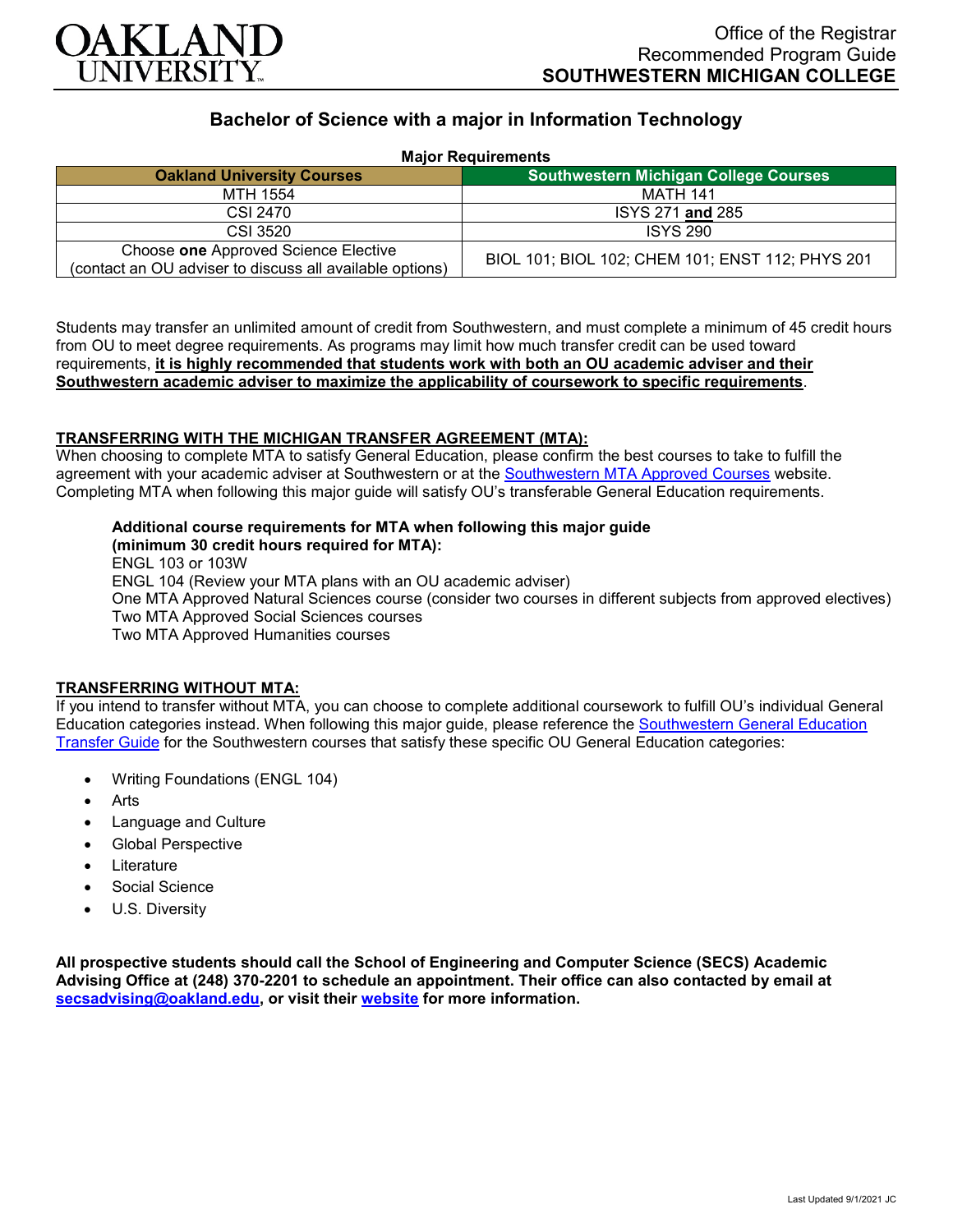OAKLAND UNIVERSITY

Office of the Registrar
Recommended Program Guide
**SOUTHWESTERN MICHIGAN COLLEGE**

## Bachelor of Science with a major in Information Technology

**Major Requirements**

| Oakland University Courses | Southwestern Michigan College Courses |
|---|---|
| MTH 1554 | MATH 141 |
| CSI 2470 | ISYS 271 **and** 285 |
| CSI 3520 | ISYS 290 |
| Choose **one** Approved Science Elective (contact an OU adviser to discuss all available options) | BIOL 101; BIOL 102; CHEM 101; ENST 112; PHYS 201 |

Students may transfer an unlimited amount of credit from Southwestern, and must complete a minimum of 45 credit hours from OU to meet degree requirements. As programs may limit how much transfer credit can be used toward requirements, **it is highly recommended that students work with both an OU academic adviser and their Southwestern academic adviser to maximize the applicability of coursework to specific requirements**.

### TRANSFERRING WITH THE MICHIGAN TRANSFER AGREEMENT (MTA):

When choosing to complete MTA to satisfy General Education, please confirm the best courses to take to fulfill the agreement with your academic adviser at Southwestern or at the Southwestern MTA Approved Courses website. Completing MTA when following this major guide will satisfy OU's transferable General Education requirements.

**Additional course requirements for MTA when following this major guide (minimum 30 credit hours required for MTA):**
ENGL 103 or 103W
ENGL 104 (Review your MTA plans with an OU academic adviser)
One MTA Approved Natural Sciences course (consider two courses in different subjects from approved electives)
Two MTA Approved Social Sciences courses
Two MTA Approved Humanities courses

### TRANSFERRING WITHOUT MTA:

If you intend to transfer without MTA, you can choose to complete additional coursework to fulfill OU's individual General Education categories instead. When following this major guide, please reference the Southwestern General Education Transfer Guide for the Southwestern courses that satisfy these specific OU General Education categories:

- Writing Foundations (ENGL 104)
- Arts
- Language and Culture
- Global Perspective
- Literature
- Social Science
- U.S. Diversity

**All prospective students should call the School of Engineering and Computer Science (SECS) Academic Advising Office at (248) 370-2201 to schedule an appointment. Their office can also contacted by email at secsadvising@oakland.edu, or visit their website for more information.**

Last Updated 9/1/2021 JC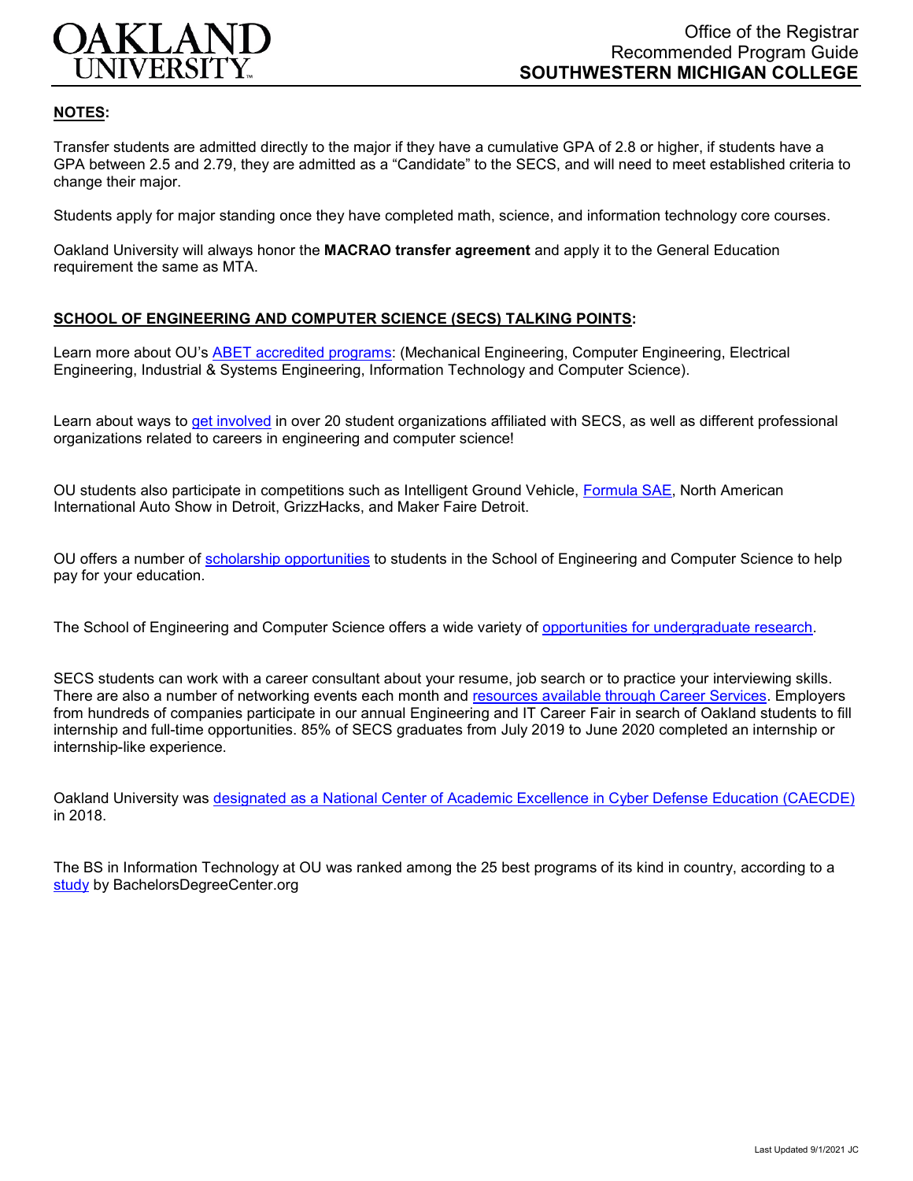**NOTES:**

Transfer students are admitted directly to the major if they have a cumulative GPA of 2.8 or higher, if students have a GPA between 2.5 and 2.79, they are admitted as a "Candidate" to the SECS, and will need to meet established criteria to change their major.

Students apply for major standing once they have completed math, science, and information technology core courses.

Oakland University will always honor the **MACRAO transfer agreement** and apply it to the General Education requirement the same as MTA.

**SCHOOL OF ENGINEERING AND COMPUTER SCIENCE (SECS) TALKING POINTS:**

Learn more about OU's ABET accredited programs: (Mechanical Engineering, Computer Engineering, Electrical Engineering, Industrial & Systems Engineering, Information Technology and Computer Science).

Learn about ways to get involved in over 20 student organizations affiliated with SECS, as well as different professional organizations related to careers in engineering and computer science!

OU students also participate in competitions such as Intelligent Ground Vehicle, Formula SAE, North American International Auto Show in Detroit, GrizzHacks, and Maker Faire Detroit.

OU offers a number of scholarship opportunities to students in the School of Engineering and Computer Science to help pay for your education.

The School of Engineering and Computer Science offers a wide variety of opportunities for undergraduate research.

SECS students can work with a career consultant about your resume, job search or to practice your interviewing skills. There are also a number of networking events each month and resources available through Career Services. Employers from hundreds of companies participate in our annual Engineering and IT Career Fair in search of Oakland students to fill internship and full-time opportunities. 85% of SECS graduates from July 2019 to June 2020 completed an internship or internship-like experience.

Oakland University was designated as a National Center of Academic Excellence in Cyber Defense Education (CAECDE) in 2018.

The BS in Information Technology at OU was ranked among the 25 best programs of its kind in country, according to a study by BachelorsDegreeCenter.org

Last Updated 9/1/2021 JC